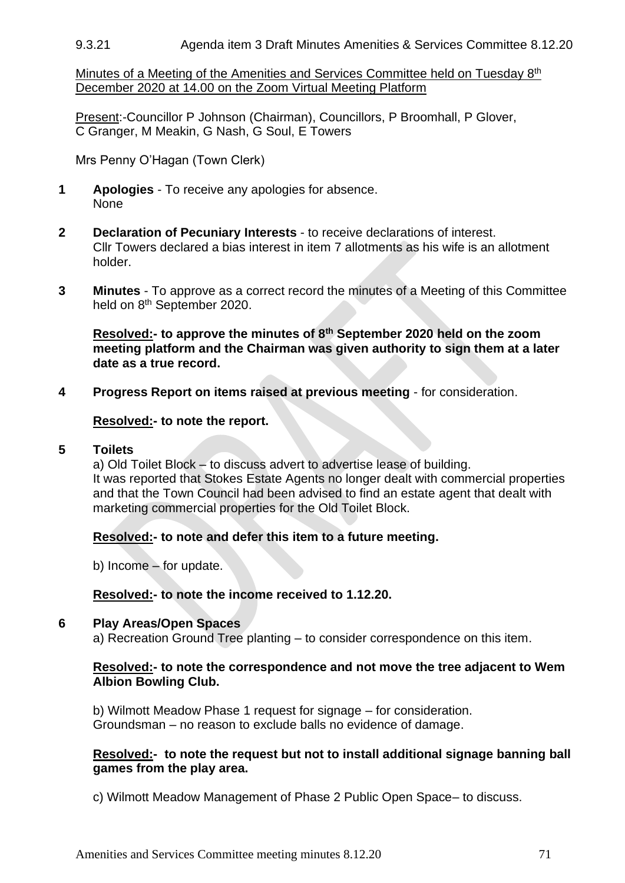9.3.21 Agenda item 3 Draft Minutes Amenities & Services Committee 8.12.20

Minutes of a Meeting of the Amenities and Services Committee held on Tuesday 8th December 2020 at 14.00 on the Zoom Virtual Meeting Platform

Present:-Councillor P Johnson (Chairman), Councillors, P Broomhall, P Glover, C Granger, M Meakin, G Nash, G Soul, E Towers

Mrs Penny O'Hagan (Town Clerk)

**1 Apologies** - To receive any apologies for absence.
None

**2 Declaration of Pecuniary Interests** - to receive declarations of interest.
Cllr Towers declared a bias interest in item 7 allotments as his wife is an allotment holder.

**3 Minutes** - To approve as a correct record the minutes of a Meeting of this Committee held on 8th September 2020.

**Resolved:- to approve the minutes of 8th September 2020 held on the zoom meeting platform and the Chairman was given authority to sign them at a later date as a true record.**

**4 Progress Report on items raised at previous meeting** - for consideration.

**Resolved:- to note the report.**

**5 Toilets**

a) Old Toilet Block – to discuss advert to advertise lease of building.
It was reported that Stokes Estate Agents no longer dealt with commercial properties and that the Town Council had been advised to find an estate agent that dealt with marketing commercial properties for the Old Toilet Block.

**Resolved:- to note and defer this item to a future meeting.**

b) Income – for update.

**Resolved:- to note the income received to 1.12.20.**

**6 Play Areas/Open Spaces**

a) Recreation Ground Tree planting – to consider correspondence on this item.

**Resolved:- to note the correspondence and not move the tree adjacent to Wem Albion Bowling Club.**

b) Wilmott Meadow Phase 1 request for signage – for consideration.
Groundsman – no reason to exclude balls no evidence of damage.

**Resolved:- to note the request but not to install additional signage banning ball games from the play area.**

c) Wilmott Meadow Management of Phase 2 Public Open Space– to discuss.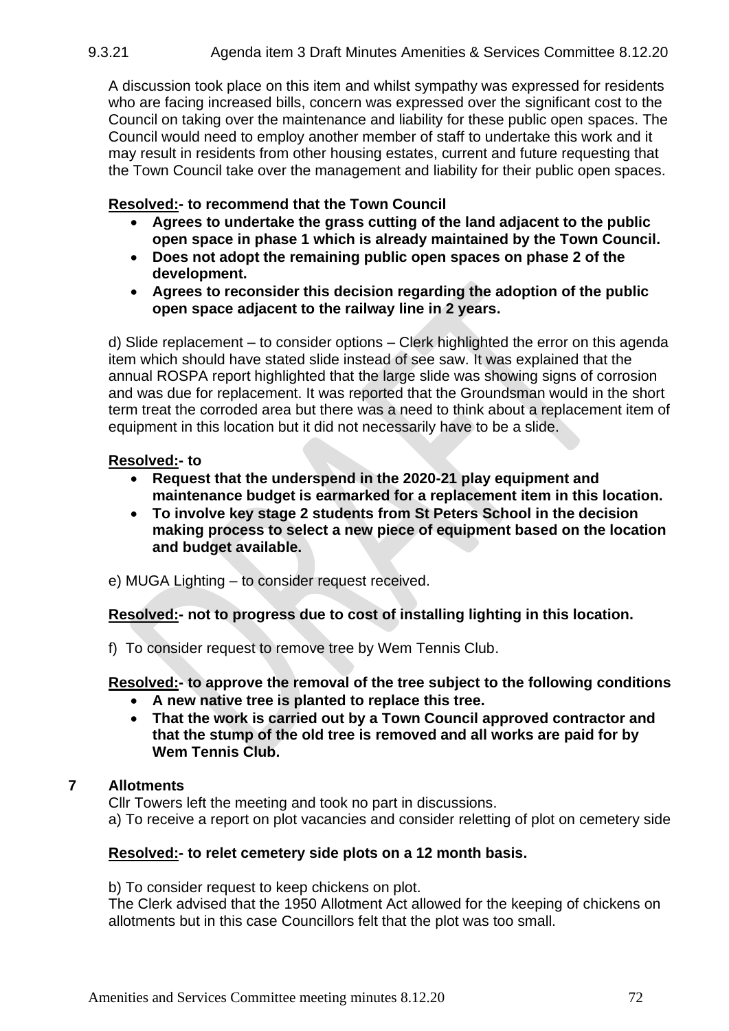A discussion took place on this item and whilst sympathy was expressed for residents who are facing increased bills, concern was expressed over the significant cost to the Council on taking over the maintenance and liability for these public open spaces. The Council would need to employ another member of staff to undertake this work and it may result in residents from other housing estates, current and future requesting that the Town Council take over the management and liability for their public open spaces.

**Resolved:- to recommend that the Town Council**

- **Agrees to undertake the grass cutting of the land adjacent to the public open space in phase 1 which is already maintained by the Town Council.**
- **Does not adopt the remaining public open spaces on phase 2 of the development.**
- **Agrees to reconsider this decision regarding the adoption of the public open space adjacent to the railway line in 2 years.**

d) Slide replacement – to consider options – Clerk highlighted the error on this agenda item which should have stated slide instead of see saw. It was explained that the annual ROSPA report highlighted that the large slide was showing signs of corrosion and was due for replacement. It was reported that the Groundsman would in the short term treat the corroded area but there was a need to think about a replacement item of equipment in this location but it did not necessarily have to be a slide.

**Resolved:- to**

- **Request that the underspend in the 2020-21 play equipment and maintenance budget is earmarked for a replacement item in this location.**
- **To involve key stage 2 students from St Peters School in the decision making process to select a new piece of equipment based on the location and budget available.**

e) MUGA Lighting – to consider request received.

**Resolved:- not to progress due to cost of installing lighting in this location.**

f) To consider request to remove tree by Wem Tennis Club.

**Resolved:- to approve the removal of the tree subject to the following conditions**

- **A new native tree is planted to replace this tree.**
- **That the work is carried out by a Town Council approved contractor and that the stump of the old tree is removed and all works are paid for by Wem Tennis Club.**

## 7 Allotments

Cllr Towers left the meeting and took no part in discussions.

a) To receive a report on plot vacancies and consider reletting of plot on cemetery side

**Resolved:- to relet cemetery side plots on a 12 month basis.**

b) To consider request to keep chickens on plot.

The Clerk advised that the 1950 Allotment Act allowed for the keeping of chickens on allotments but in this case Councillors felt that the plot was too small.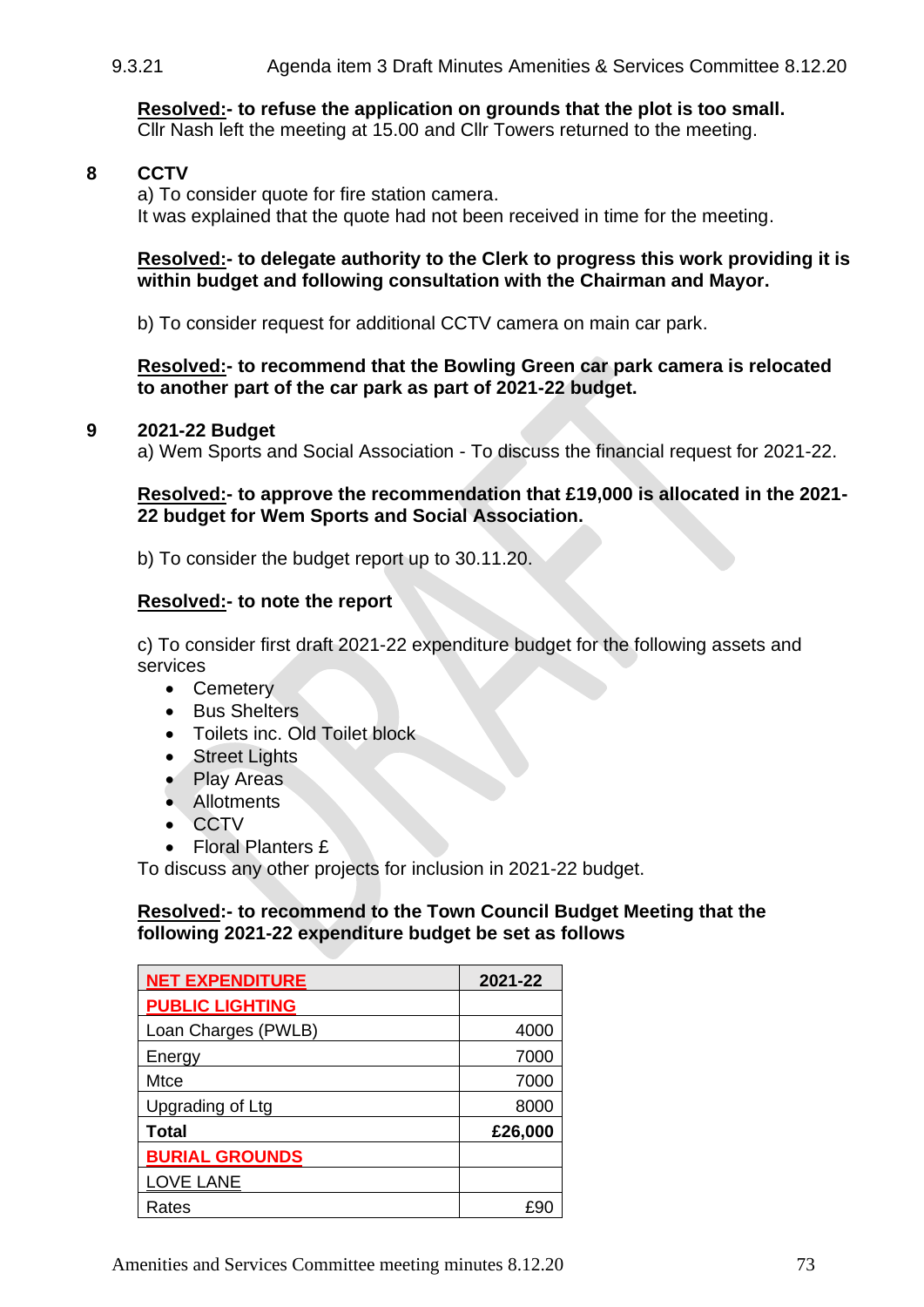**Resolved:- to refuse the application on grounds that the plot is too small.**
Cllr Nash left the meeting at 15.00 and Cllr Towers returned to the meeting.

**8 CCTV**

a) To consider quote for fire station camera.
It was explained that the quote had not been received in time for the meeting.

**Resolved:- to delegate authority to the Clerk to progress this work providing it is within budget and following consultation with the Chairman and Mayor.**

b) To consider request for additional CCTV camera on main car park.

**Resolved:- to recommend that the Bowling Green car park camera is relocated to another part of the car park as part of 2021-22 budget.**

**9 2021-22 Budget**

a) Wem Sports and Social Association - To discuss the financial request for 2021-22.

**Resolved:- to approve the recommendation that £19,000 is allocated in the 2021-22 budget for Wem Sports and Social Association.**

b) To consider the budget report up to 30.11.20.

**Resolved:- to note the report**

c) To consider first draft 2021-22 expenditure budget for the following assets and services

- Cemetery
- Bus Shelters
- Toilets inc. Old Toilet block
- Street Lights
- Play Areas
- Allotments
- CCTV
- Floral Planters £

To discuss any other projects for inclusion in 2021-22 budget.

**Resolved:- to recommend to the Town Council Budget Meeting that the following 2021-22 expenditure budget be set as follows**

| NET EXPENDITURE | 2021-22 |
|---|---|
| PUBLIC LIGHTING | |
| Loan Charges (PWLB) | 4000 |
| Energy | 7000 |
| Mtce | 7000 |
| Upgrading of Ltg | 8000 |
| **Total** | **£26,000** |
| BURIAL GROUNDS | |
| LOVE LANE | |
| Rates | £90 |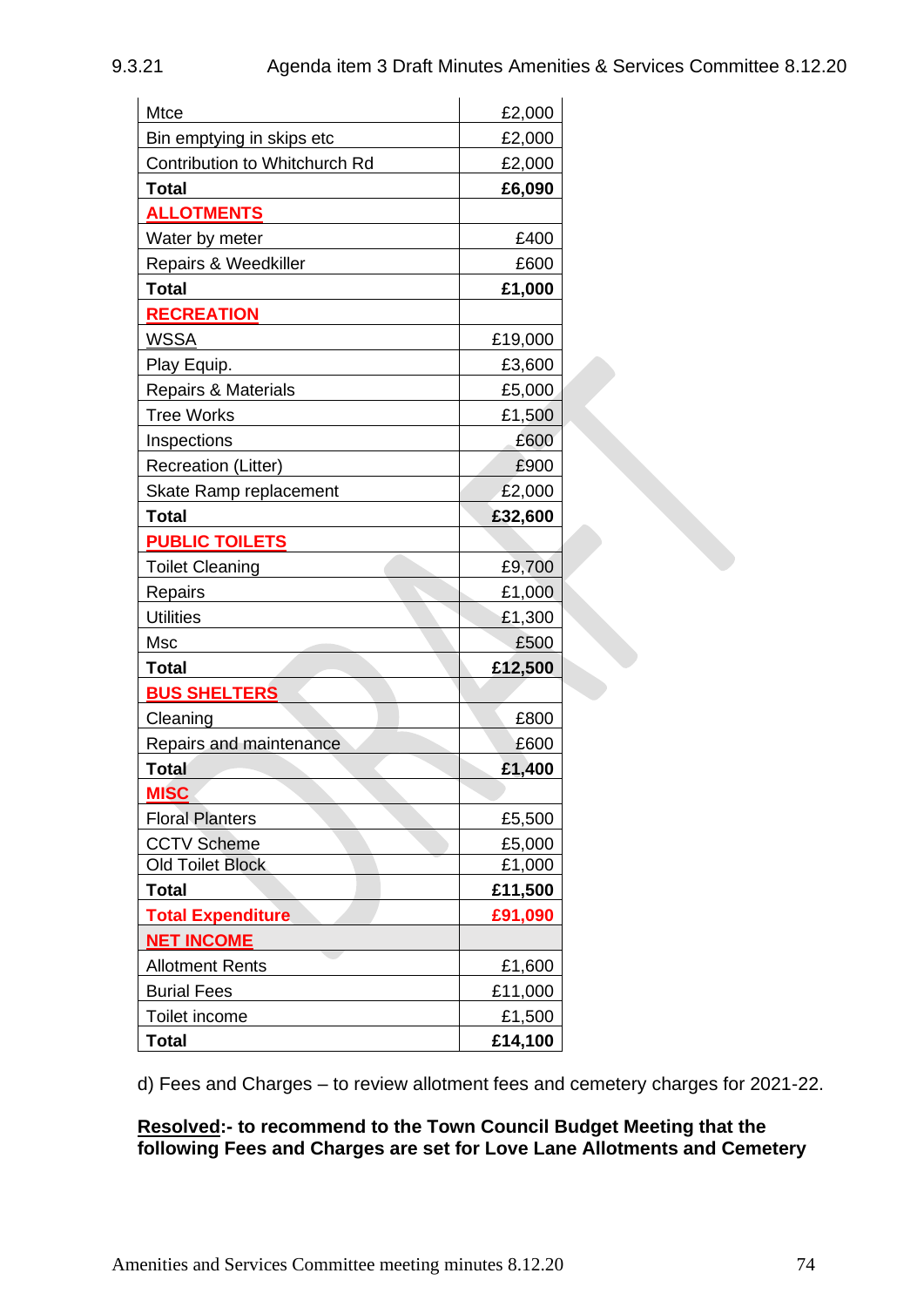| Mtce | £2,000 |
|---|---|
| Bin emptying in skips etc | £2,000 |
| Contribution to Whitchurch Rd | £2,000 |
| **Total** | **£6,090** |
| **ALLOTMENTS** | |
| Water by meter | £400 |
| Repairs & Weedkiller | £600 |
| **Total** | **£1,000** |
| **RECREATION** | |
| WSSA | £19,000 |
| Play Equip. | £3,600 |
| Repairs & Materials | £5,000 |
| Tree Works | £1,500 |
| Inspections | £600 |
| Recreation (Litter) | £900 |
| Skate Ramp replacement | £2,000 |
| **Total** | **£32,600** |
| **PUBLIC TOILETS** | |
| Toilet Cleaning | £9,700 |
| Repairs | £1,000 |
| Utilities | £1,300 |
| Msc | £500 |
| **Total** | **£12,500** |
| **BUS SHELTERS** | |
| Cleaning | £800 |
| Repairs and maintenance | £600 |
| **Total** | **£1,400** |
| **MISC** | |
| Floral Planters | £5,500 |
| CCTV Scheme | £5,000 |
| Old Toilet Block | £1,000 |
| **Total** | **£11,500** |
| **Total Expenditure** | **£91,090** |
| **NET INCOME** | |
| Allotment Rents | £1,600 |
| Burial Fees | £11,000 |
| Toilet income | £1,500 |
| **Total** | **£14,100** |

d) Fees and Charges – to review allotment fees and cemetery charges for 2021-22.

**Resolved:- to recommend to the Town Council Budget Meeting that the following Fees and Charges are set for Love Lane Allotments and Cemetery**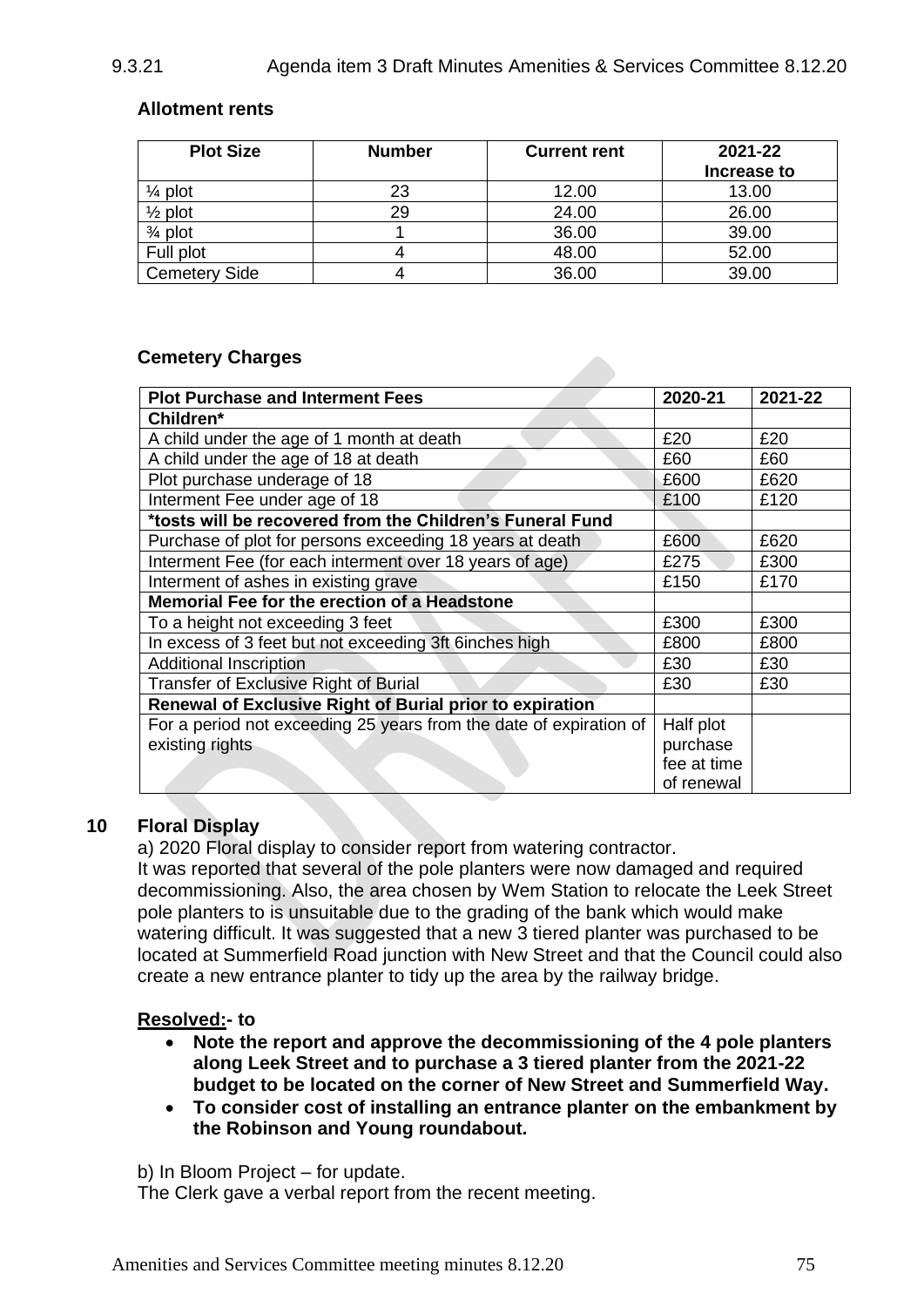**Allotment rents**

| Plot Size | Number | Current rent | 2021-22 Increase to |
|---|---|---|---|
| ¼ plot | 23 | 12.00 | 13.00 |
| ½ plot | 29 | 24.00 | 26.00 |
| ¾ plot | 1 | 36.00 | 39.00 |
| Full plot | 4 | 48.00 | 52.00 |
| Cemetery Side | 4 | 36.00 | 39.00 |

**Cemetery Charges**

| Plot Purchase and Interment Fees | 2020-21 | 2021-22 |
|---|---|---|
| **Children*** | | |
| A child under the age of 1 month at death | £20 | £20 |
| A child under the age of 18 at death | £60 | £60 |
| Plot purchase underage of 18 | £600 | £620 |
| Interment Fee under age of 18 | £100 | £120 |
| ***tosts will be recovered from the Children's Funeral Fund** | | |
| Purchase of plot for persons exceeding 18 years at death | £600 | £620 |
| Interment Fee (for each interment over 18 years of age) | £275 | £300 |
| Interment of ashes in existing grave | £150 | £170 |
| **Memorial Fee for the erection of a Headstone** | | |
| To a height not exceeding 3 feet | £300 | £300 |
| In excess of 3 feet but not exceeding 3ft 6inches high | £800 | £800 |
| Additional Inscription | £30 | £30 |
| Transfer of Exclusive Right of Burial | £30 | £30 |
| **Renewal of Exclusive Right of Burial prior to expiration** | | |
| For a period not exceeding 25 years from the date of expiration of existing rights | Half plot purchase fee at time of renewal | |

## 10 Floral Display

a) 2020 Floral display to consider report from watering contractor.

It was reported that several of the pole planters were now damaged and required decommissioning. Also, the area chosen by Wem Station to relocate the Leek Street pole planters to is unsuitable due to the grading of the bank which would make watering difficult. It was suggested that a new 3 tiered planter was purchased to be located at Summerfield Road junction with New Street and that the Council could also create a new entrance planter to tidy up the area by the railway bridge.

**Resolved:- to**

- **Note the report and approve the decommissioning of the 4 pole planters along Leek Street and to purchase a 3 tiered planter from the 2021-22 budget to be located on the corner of New Street and Summerfield Way.**
- **To consider cost of installing an entrance planter on the embankment by the Robinson and Young roundabout.**

b) In Bloom Project – for update.

The Clerk gave a verbal report from the recent meeting.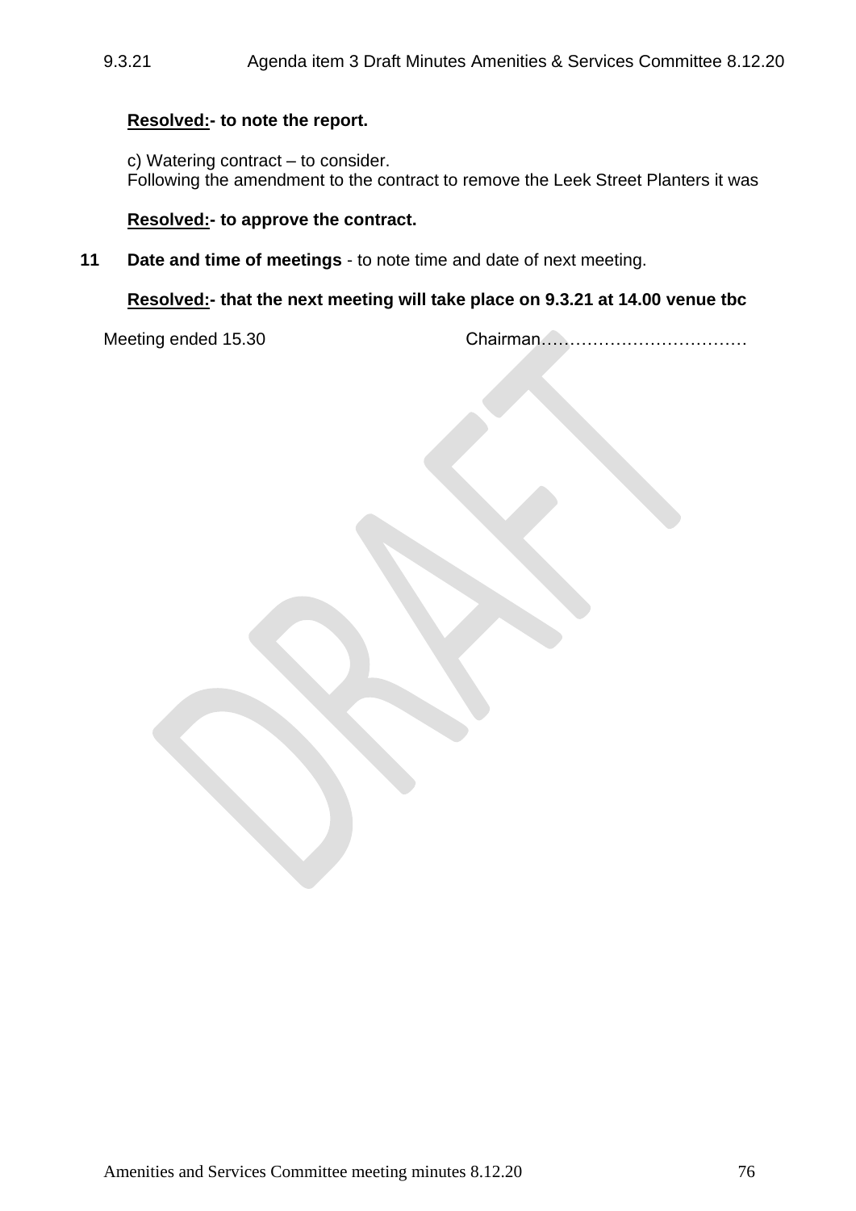**Resolved:- to note the report.**

c) Watering contract – to consider.
Following the amendment to the contract to remove the Leek Street Planters it was

**Resolved:- to approve the contract.**

**11 Date and time of meetings** - to note time and date of next meeting.

**Resolved:- that the next meeting will take place on 9.3.21 at 14.00 venue tbc**

Meeting ended 15.30 Chairman………………………………